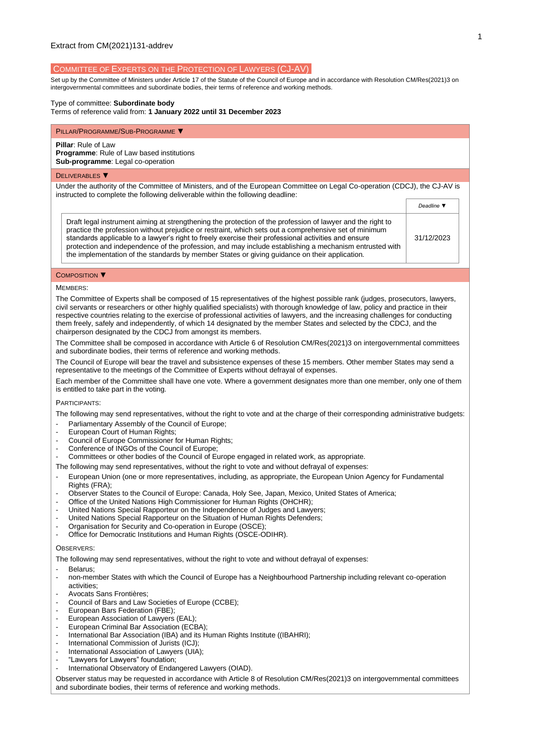Extract from CM(2021)131-addrev

## Committee of Experts on the Protection of Lawyers (CJ-AV)

Set up by the Committee of Ministers under Article 17 of the Statute of the Council of Europe and in accordance with Resolution CM/Res(2021)3 on intergovernmental committees and subordinate bodies, their terms of reference and working methods.

Type of committee: **Subordinate body**

Terms of reference valid from: **1 January 2022 until 31 December 2023**

### Pillar/Programme/Sub-Programme ▼

**Pillar**: Rule of Law
**Programme**: Rule of Law based institutions
**Sub-programme**: Legal co-operation

### Deliverables ▼

Under the authority of the Committee of Ministers, and of the European Committee on Legal Co-operation (CDCJ), the CJ-AV is instructed to complete the following deliverable within the following deadline:

| | *Deadline* ▼ |
|---|---|
| Draft legal instrument aiming at strengthening the protection of the profession of lawyer and the right to practice the profession without prejudice or restraint, which sets out a comprehensive set of minimum standards applicable to a lawyer's right to freely exercise their professional activities and ensure protection and independence of the profession, and may include establishing a mechanism entrusted with the implementation of the standards by member States or giving guidance on their application. | 31/12/2023 |

### Composition ▼

#### Members:

The Committee of Experts shall be composed of 15 representatives of the highest possible rank (judges, prosecutors, lawyers, civil servants or researchers or other highly qualified specialists) with thorough knowledge of law, policy and practice in their respective countries relating to the exercise of professional activities of lawyers, and the increasing challenges for conducting them freely, safely and independently, of which 14 designated by the member States and selected by the CDCJ, and the chairperson designated by the CDCJ from amongst its members.

The Committee shall be composed in accordance with Article 6 of Resolution CM/Res(2021)3 on intergovernmental committees and subordinate bodies, their terms of reference and working methods.

The Council of Europe will bear the travel and subsistence expenses of these 15 members. Other member States may send a representative to the meetings of the Committee of Experts without defrayal of expenses.

Each member of the Committee shall have one vote. Where a government designates more than one member, only one of them is entitled to take part in the voting.

#### Participants:

The following may send representatives, without the right to vote and at the charge of their corresponding administrative budgets:

- Parliamentary Assembly of the Council of Europe;
- European Court of Human Rights;
- Council of Europe Commissioner for Human Rights;
- Conference of INGOs of the Council of Europe;
- Committees or other bodies of the Council of Europe engaged in related work, as appropriate.

The following may send representatives, without the right to vote and without defrayal of expenses:

- European Union (one or more representatives, including, as appropriate, the European Union Agency for Fundamental Rights (FRA);
- Observer States to the Council of Europe: Canada, Holy See, Japan, Mexico, United States of America;
- Office of the United Nations High Commissioner for Human Rights (OHCHR);
- United Nations Special Rapporteur on the Independence of Judges and Lawyers;
- United Nations Special Rapporteur on the Situation of Human Rights Defenders;
- Organisation for Security and Co-operation in Europe (OSCE);
- Office for Democratic Institutions and Human Rights (OSCE-ODIHR).

#### Observers:

The following may send representatives, without the right to vote and without defrayal of expenses:

- Belarus;
- non-member States with which the Council of Europe has a Neighbourhood Partnership including relevant co-operation activities;
- Avocats Sans Frontières;
- Council of Bars and Law Societies of Europe (CCBE);
- European Bars Federation (FBE);
- European Association of Lawyers (EAL);
- European Criminal Bar Association (ECBA);
- International Bar Association (IBA) and its Human Rights Institute ((IBAHRI);
- International Commission of Jurists (ICJ);
- International Association of Lawyers (UIA);
- "Lawyers for Lawyers" foundation;
- International Observatory of Endangered Lawyers (OIAD).

Observer status may be requested in accordance with Article 8 of Resolution CM/Res(2021)3 on intergovernmental committees and subordinate bodies, their terms of reference and working methods.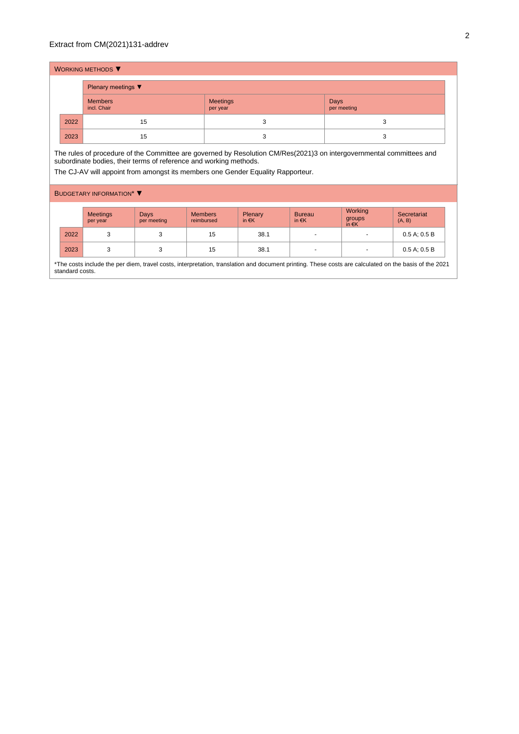Extract from CM(2021)131-addrev

## WORKING METHODS ▼

### Plenary meetings ▼

| | Members incl. Chair | Meetings per year | Days per meeting |
|---|---|---|---|
| 2022 | 15 | 3 | 3 |
| 2023 | 15 | 3 | 3 |

The rules of procedure of the Committee are governed by Resolution CM/Res(2021)3 on intergovernmental committees and subordinate bodies, their terms of reference and working methods.

The CJ-AV will appoint from amongst its members one Gender Equality Rapporteur.

## BUDGETARY INFORMATION* ▼

| | Meetings per year | Days per meeting | Members reimbursed | Plenary in €K | Bureau in €K | Working groups in €K | Secretariat (A, B) |
|---|---|---|---|---|---|---|---|
| 2022 | 3 | 3 | 15 | 38.1 | - | - | 0.5 A; 0.5 B |
| 2023 | 3 | 3 | 15 | 38.1 | - | - | 0.5 A; 0.5 B |

*The costs include the per diem, travel costs, interpretation, translation and document printing. These costs are calculated on the basis of the 2021 standard costs.